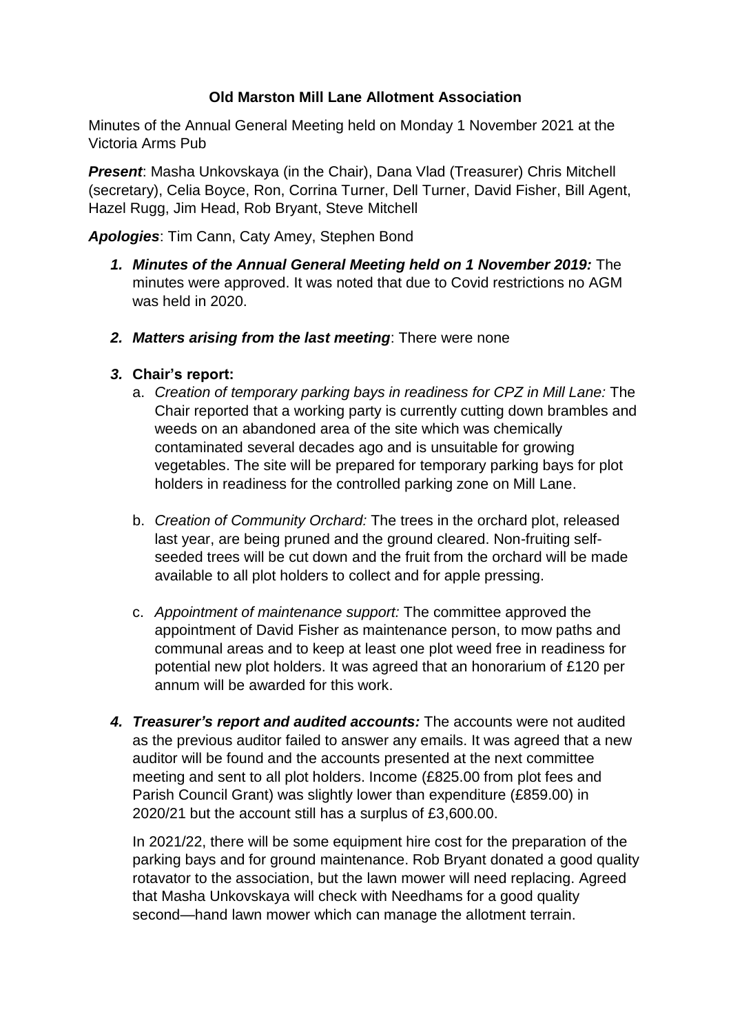**Old Marston Mill Lane Allotment Association**

Minutes of the Annual General Meeting held on Monday 1 November 2021 at the Victoria Arms Pub

***Present***: Masha Unkovskaya (in the Chair), Dana Vlad (Treasurer) Chris Mitchell (secretary), Celia Boyce, Ron, Corrina Turner, Dell Turner, David Fisher, Bill Agent, Hazel Rugg, Jim Head, Rob Bryant, Steve Mitchell

***Apologies***: Tim Cann, Caty Amey, Stephen Bond

1. ***Minutes of the Annual General Meeting held on 1 November 2019:*** The minutes were approved. It was noted that due to Covid restrictions no AGM was held in 2020.

2. ***Matters arising from the last meeting***: There were none

3. **Chair's report:**
   a. *Creation of temporary parking bays in readiness for CPZ in Mill Lane:* The Chair reported that a working party is currently cutting down brambles and weeds on an abandoned area of the site which was chemically contaminated several decades ago and is unsuitable for growing vegetables. The site will be prepared for temporary parking bays for plot holders in readiness for the controlled parking zone on Mill Lane.

   b. *Creation of Community Orchard:* The trees in the orchard plot, released last year, are being pruned and the ground cleared. Non-fruiting self-seeded trees will be cut down and the fruit from the orchard will be made available to all plot holders to collect and for apple pressing.

   c. *Appointment of maintenance support:* The committee approved the appointment of David Fisher as maintenance person, to mow paths and communal areas and to keep at least one plot weed free in readiness for potential new plot holders. It was agreed that an honorarium of £120 per annum will be awarded for this work.

4. ***Treasurer's report and audited accounts:*** The accounts were not audited as the previous auditor failed to answer any emails. It was agreed that a new auditor will be found and the accounts presented at the next committee meeting and sent to all plot holders. Income (£825.00 from plot fees and Parish Council Grant) was slightly lower than expenditure (£859.00) in 2020/21 but the account still has a surplus of £3,600.00.

   In 2021/22, there will be some equipment hire cost for the preparation of the parking bays and for ground maintenance. Rob Bryant donated a good quality rotavator to the association, but the lawn mower will need replacing. Agreed that Masha Unkovskaya will check with Needhams for a good quality second—hand lawn mower which can manage the allotment terrain.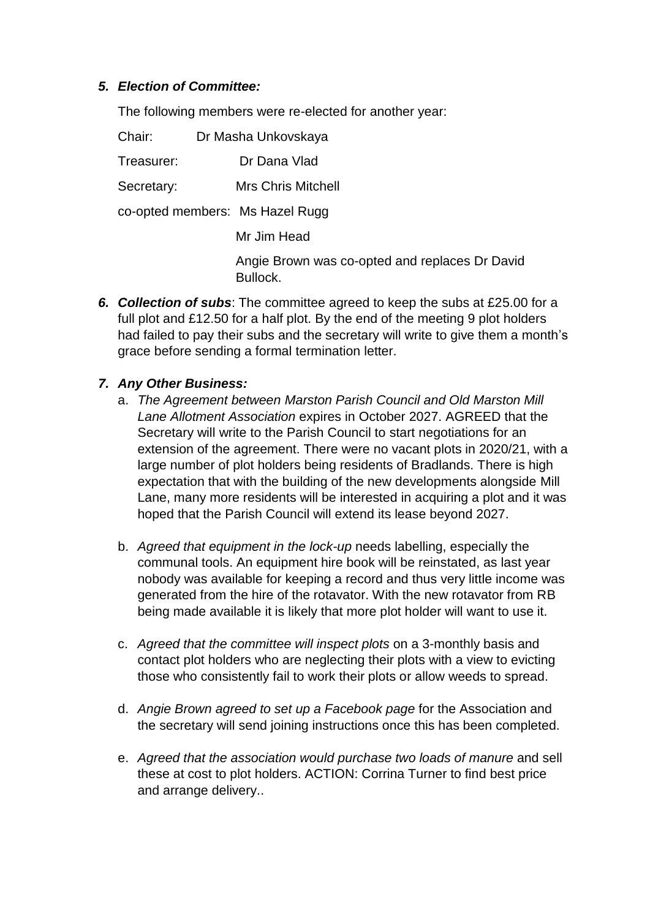5. ***Election of Committee:***

   The following members were re-elected for another year:

   Chair: Dr Masha Unkovskaya

   Treasurer: Dr Dana Vlad

   Secretary: Mrs Chris Mitchell

   co-opted members: Ms Hazel Rugg

   Mr Jim Head

   Angie Brown was co-opted and replaces Dr David Bullock.

6. ***Collection of subs***: The committee agreed to keep the subs at £25.00 for a full plot and £12.50 for a half plot. By the end of the meeting 9 plot holders had failed to pay their subs and the secretary will write to give them a month's grace before sending a formal termination letter.

7. ***Any Other Business:***

   a. *The Agreement between Marston Parish Council and Old Marston Mill Lane Allotment Association* expires in October 2027. AGREED that the Secretary will write to the Parish Council to start negotiations for an extension of the agreement. There were no vacant plots in 2020/21, with a large number of plot holders being residents of Bradlands. There is high expectation that with the building of the new developments alongside Mill Lane, many more residents will be interested in acquiring a plot and it was hoped that the Parish Council will extend its lease beyond 2027.

   b. *Agreed that equipment in the lock-up* needs labelling, especially the communal tools. An equipment hire book will be reinstated, as last year nobody was available for keeping a record and thus very little income was generated from the hire of the rotavator. With the new rotavator from RB being made available it is likely that more plot holder will want to use it.

   c. *Agreed that the committee will inspect plots* on a 3-monthly basis and contact plot holders who are neglecting their plots with a view to evicting those who consistently fail to work their plots or allow weeds to spread.

   d. *Angie Brown agreed to set up a Facebook page* for the Association and the secretary will send joining instructions once this has been completed.

   e. *Agreed that the association would purchase two loads of manure* and sell these at cost to plot holders. ACTION: Corrina Turner to find best price and arrange delivery..